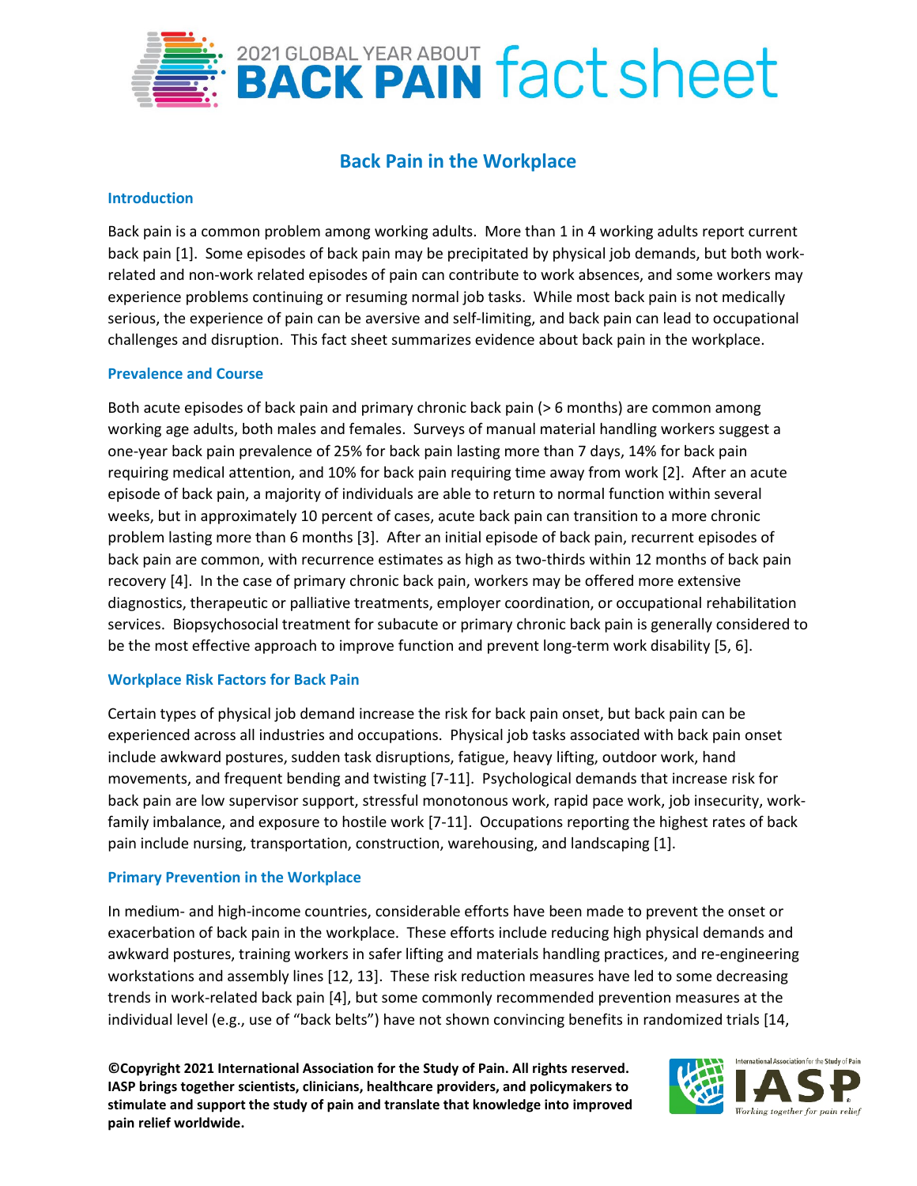# 2021 GLOBAL YEAR ABOUT BACK PAIN fact sheet

## Back Pain in the Workplace

### Introduction

Back pain is a common problem among working adults. More than 1 in 4 working adults report current back pain [1]. Some episodes of back pain may be precipitated by physical job demands, but both work-related and non-work related episodes of pain can contribute to work absences, and some workers may experience problems continuing or resuming normal job tasks. While most back pain is not medically serious, the experience of pain can be aversive and self-limiting, and back pain can lead to occupational challenges and disruption. This fact sheet summarizes evidence about back pain in the workplace.

### Prevalence and Course

Both acute episodes of back pain and primary chronic back pain (> 6 months) are common among working age adults, both males and females. Surveys of manual material handling workers suggest a one-year back pain prevalence of 25% for back pain lasting more than 7 days, 14% for back pain requiring medical attention, and 10% for back pain requiring time away from work [2]. After an acute episode of back pain, a majority of individuals are able to return to normal function within several weeks, but in approximately 10 percent of cases, acute back pain can transition to a more chronic problem lasting more than 6 months [3]. After an initial episode of back pain, recurrent episodes of back pain are common, with recurrence estimates as high as two-thirds within 12 months of back pain recovery [4]. In the case of primary chronic back pain, workers may be offered more extensive diagnostics, therapeutic or palliative treatments, employer coordination, or occupational rehabilitation services. Biopsychosocial treatment for subacute or primary chronic back pain is generally considered to be the most effective approach to improve function and prevent long-term work disability [5, 6].

### Workplace Risk Factors for Back Pain

Certain types of physical job demand increase the risk for back pain onset, but back pain can be experienced across all industries and occupations. Physical job tasks associated with back pain onset include awkward postures, sudden task disruptions, fatigue, heavy lifting, outdoor work, hand movements, and frequent bending and twisting [7-11]. Psychological demands that increase risk for back pain are low supervisor support, stressful monotonous work, rapid pace work, job insecurity, work-family imbalance, and exposure to hostile work [7-11]. Occupations reporting the highest rates of back pain include nursing, transportation, construction, warehousing, and landscaping [1].

### Primary Prevention in the Workplace

In medium- and high-income countries, considerable efforts have been made to prevent the onset or exacerbation of back pain in the workplace. These efforts include reducing high physical demands and awkward postures, training workers in safer lifting and materials handling practices, and re-engineering workstations and assembly lines [12, 13]. These risk reduction measures have led to some decreasing trends in work-related back pain [4], but some commonly recommended prevention measures at the individual level (e.g., use of "back belts") have not shown convincing benefits in randomized trials [14,

**©Copyright 2021 International Association for the Study of Pain. All rights reserved. IASP brings together scientists, clinicians, healthcare providers, and policymakers to stimulate and support the study of pain and translate that knowledge into improved pain relief worldwide.**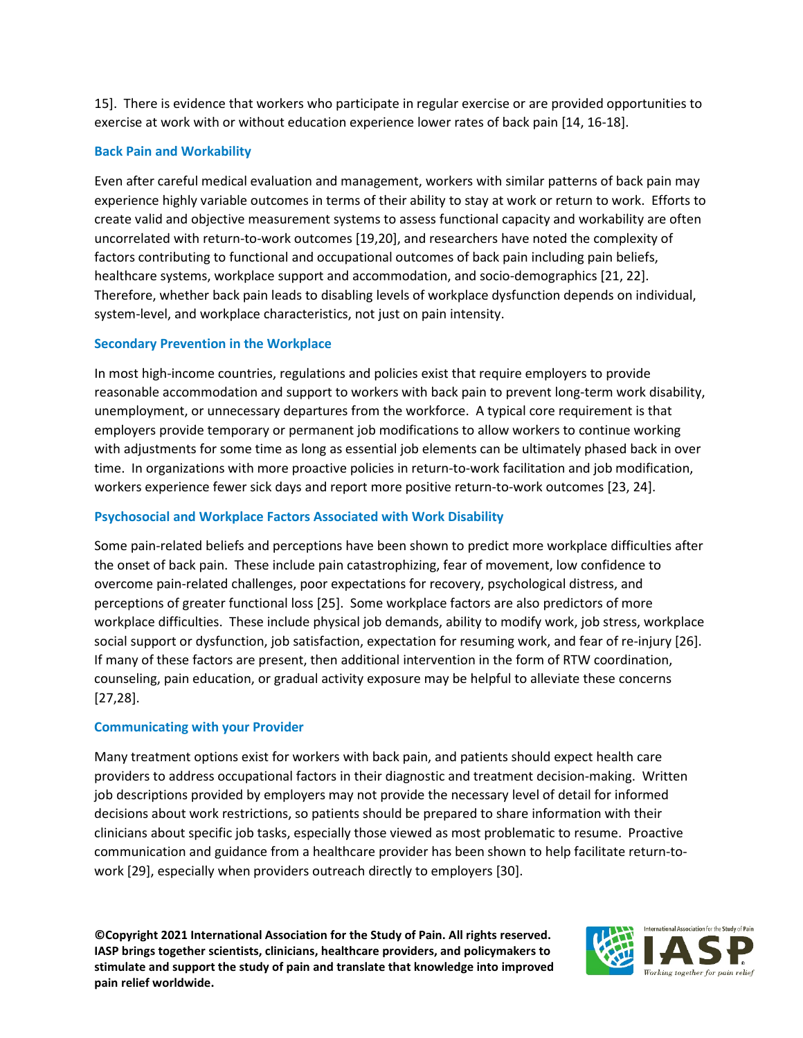15]. There is evidence that workers who participate in regular exercise or are provided opportunities to exercise at work with or without education experience lower rates of back pain [14, 16-18].

### Back Pain and Workability

Even after careful medical evaluation and management, workers with similar patterns of back pain may experience highly variable outcomes in terms of their ability to stay at work or return to work. Efforts to create valid and objective measurement systems to assess functional capacity and workability are often uncorrelated with return-to-work outcomes [19,20], and researchers have noted the complexity of factors contributing to functional and occupational outcomes of back pain including pain beliefs, healthcare systems, workplace support and accommodation, and socio-demographics [21, 22]. Therefore, whether back pain leads to disabling levels of workplace dysfunction depends on individual, system-level, and workplace characteristics, not just on pain intensity.

### Secondary Prevention in the Workplace

In most high-income countries, regulations and policies exist that require employers to provide reasonable accommodation and support to workers with back pain to prevent long-term work disability, unemployment, or unnecessary departures from the workforce. A typical core requirement is that employers provide temporary or permanent job modifications to allow workers to continue working with adjustments for some time as long as essential job elements can be ultimately phased back in over time. In organizations with more proactive policies in return-to-work facilitation and job modification, workers experience fewer sick days and report more positive return-to-work outcomes [23, 24].

### Psychosocial and Workplace Factors Associated with Work Disability

Some pain-related beliefs and perceptions have been shown to predict more workplace difficulties after the onset of back pain. These include pain catastrophizing, fear of movement, low confidence to overcome pain-related challenges, poor expectations for recovery, psychological distress, and perceptions of greater functional loss [25]. Some workplace factors are also predictors of more workplace difficulties. These include physical job demands, ability to modify work, job stress, workplace social support or dysfunction, job satisfaction, expectation for resuming work, and fear of re-injury [26]. If many of these factors are present, then additional intervention in the form of RTW coordination, counseling, pain education, or gradual activity exposure may be helpful to alleviate these concerns [27,28].

### Communicating with your Provider

Many treatment options exist for workers with back pain, and patients should expect health care providers to address occupational factors in their diagnostic and treatment decision-making. Written job descriptions provided by employers may not provide the necessary level of detail for informed decisions about work restrictions, so patients should be prepared to share information with their clinicians about specific job tasks, especially those viewed as most problematic to resume. Proactive communication and guidance from a healthcare provider has been shown to help facilitate return-to-work [29], especially when providers outreach directly to employers [30].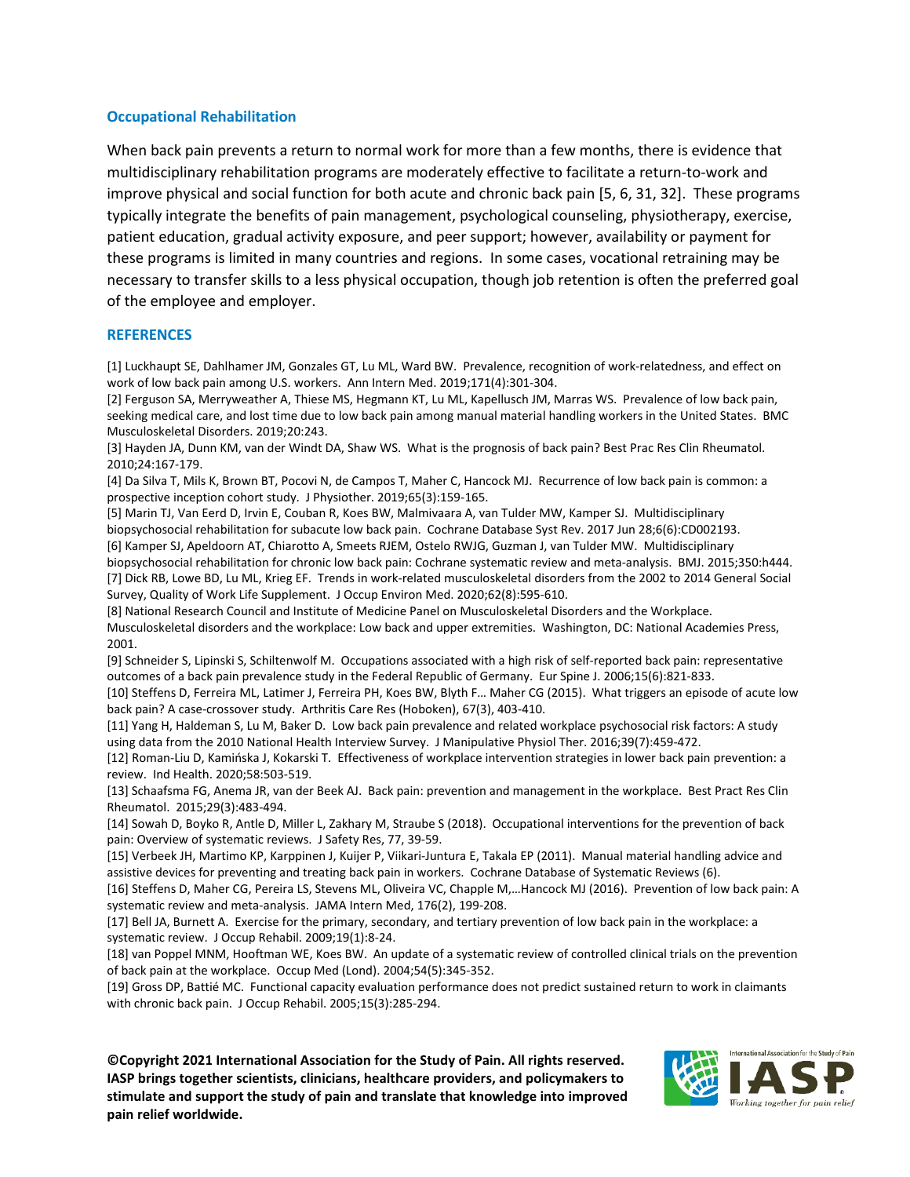## Occupational Rehabilitation

When back pain prevents a return to normal work for more than a few months, there is evidence that multidisciplinary rehabilitation programs are moderately effective to facilitate a return-to-work and improve physical and social function for both acute and chronic back pain [5, 6, 31, 32]. These programs typically integrate the benefits of pain management, psychological counseling, physiotherapy, exercise, patient education, gradual activity exposure, and peer support; however, availability or payment for these programs is limited in many countries and regions. In some cases, vocational retraining may be necessary to transfer skills to a less physical occupation, though job retention is often the preferred goal of the employee and employer.

## REFERENCES

[1] Luckhaupt SE, Dahlhamer JM, Gonzales GT, Lu ML, Ward BW. Prevalence, recognition of work-relatedness, and effect on work of low back pain among U.S. workers. Ann Intern Med. 2019;171(4):301-304.

[2] Ferguson SA, Merryweather A, Thiese MS, Hegmann KT, Lu ML, Kapellusch JM, Marras WS. Prevalence of low back pain, seeking medical care, and lost time due to low back pain among manual material handling workers in the United States. BMC Musculoskeletal Disorders. 2019;20:243.

[3] Hayden JA, Dunn KM, van der Windt DA, Shaw WS. What is the prognosis of back pain? Best Prac Res Clin Rheumatol. 2010;24:167-179.

[4] Da Silva T, Mils K, Brown BT, Pocovi N, de Campos T, Maher C, Hancock MJ. Recurrence of low back pain is common: a prospective inception cohort study. J Physiother. 2019;65(3):159-165.

[5] Marin TJ, Van Eerd D, Irvin E, Couban R, Koes BW, Malmivaara A, van Tulder MW, Kamper SJ. Multidisciplinary biopsychosocial rehabilitation for subacute low back pain. Cochrane Database Syst Rev. 2017 Jun 28;6(6):CD002193.

[6] Kamper SJ, Apeldoorn AT, Chiarotto A, Smeets RJEM, Ostelo RWJG, Guzman J, van Tulder MW. Multidisciplinary biopsychosocial rehabilitation for chronic low back pain: Cochrane systematic review and meta-analysis. BMJ. 2015;350:h444.

[7] Dick RB, Lowe BD, Lu ML, Krieg EF. Trends in work-related musculoskeletal disorders from the 2002 to 2014 General Social Survey, Quality of Work Life Supplement. J Occup Environ Med. 2020;62(8):595-610.

[8] National Research Council and Institute of Medicine Panel on Musculoskeletal Disorders and the Workplace. Musculoskeletal disorders and the workplace: Low back and upper extremities. Washington, DC: National Academies Press, 2001.

[9] Schneider S, Lipinski S, Schiltenwolf M. Occupations associated with a high risk of self-reported back pain: representative outcomes of a back pain prevalence study in the Federal Republic of Germany. Eur Spine J. 2006;15(6):821-833.

[10] Steffens D, Ferreira ML, Latimer J, Ferreira PH, Koes BW, Blyth F… Maher CG (2015). What triggers an episode of acute low back pain? A case-crossover study. Arthritis Care Res (Hoboken), 67(3), 403-410.

[11] Yang H, Haldeman S, Lu M, Baker D. Low back pain prevalence and related workplace psychosocial risk factors: A study using data from the 2010 National Health Interview Survey. J Manipulative Physiol Ther. 2016;39(7):459-472.

[12] Roman-Liu D, Kamińska J, Kokarski T. Effectiveness of workplace intervention strategies in lower back pain prevention: a review. Ind Health. 2020;58:503-519.

[13] Schaafsma FG, Anema JR, van der Beek AJ. Back pain: prevention and management in the workplace. Best Pract Res Clin Rheumatol. 2015;29(3):483-494.

[14] Sowah D, Boyko R, Antle D, Miller L, Zakhary M, Straube S (2018). Occupational interventions for the prevention of back pain: Overview of systematic reviews. J Safety Res, 77, 39-59.

[15] Verbeek JH, Martimo KP, Karppinen J, Kuijer P, Viikari-Juntura E, Takala EP (2011). Manual material handling advice and assistive devices for preventing and treating back pain in workers. Cochrane Database of Systematic Reviews (6).

[16] Steffens D, Maher CG, Pereira LS, Stevens ML, Oliveira VC, Chapple M,…Hancock MJ (2016). Prevention of low back pain: A systematic review and meta-analysis. JAMA Intern Med, 176(2), 199-208.

[17] Bell JA, Burnett A. Exercise for the primary, secondary, and tertiary prevention of low back pain in the workplace: a systematic review. J Occup Rehabil. 2009;19(1):8-24.

[18] van Poppel MNM, Hooftman WE, Koes BW. An update of a systematic review of controlled clinical trials on the prevention of back pain at the workplace. Occup Med (Lond). 2004;54(5):345-352.

[19] Gross DP, Battié MC. Functional capacity evaluation performance does not predict sustained return to work in claimants with chronic back pain. J Occup Rehabil. 2005;15(3):285-294.

**©Copyright 2021 International Association for the Study of Pain. All rights reserved. IASP brings together scientists, clinicians, healthcare providers, and policymakers to stimulate and support the study of pain and translate that knowledge into improved pain relief worldwide.**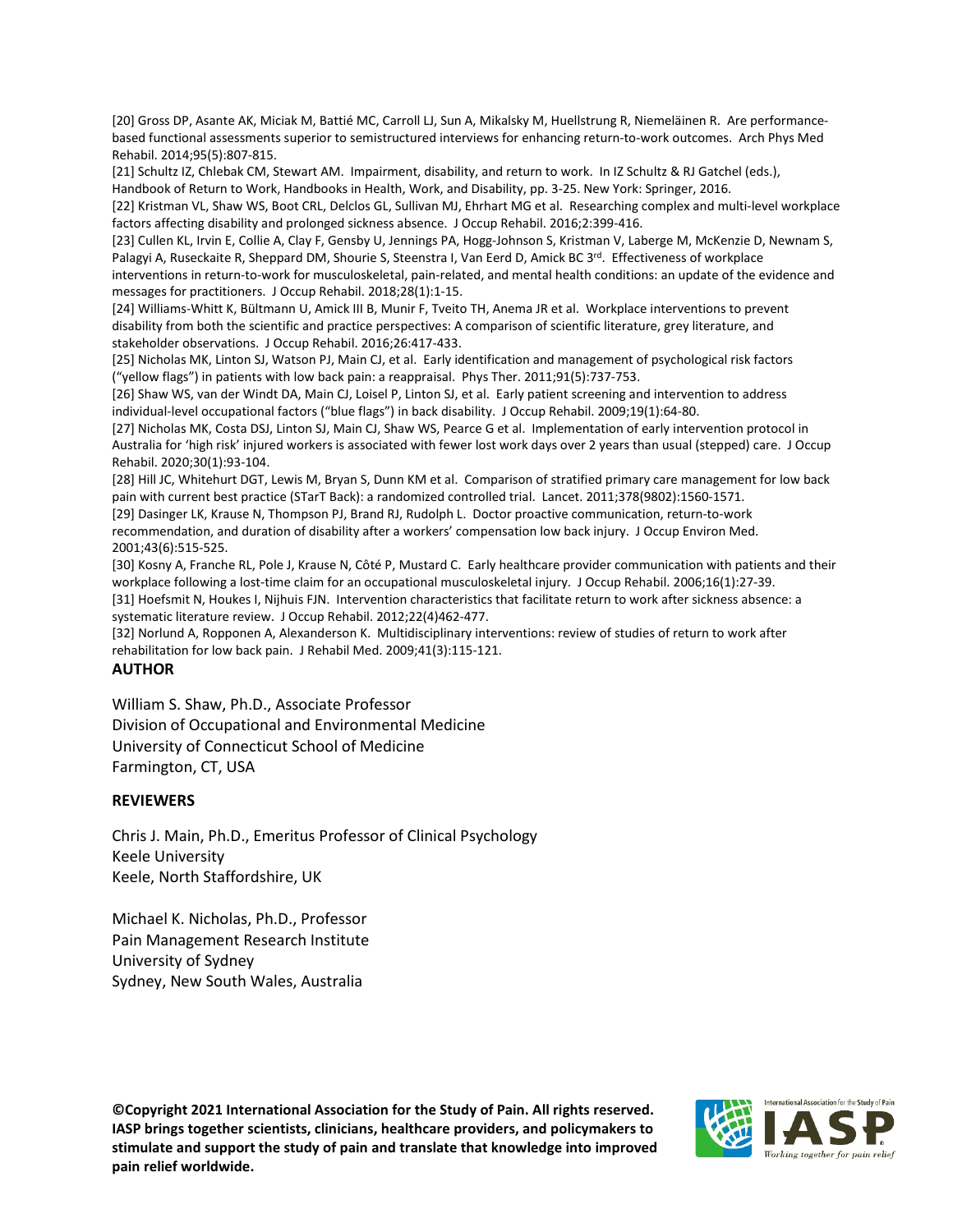[20] Gross DP, Asante AK, Miciak M, Battié MC, Carroll LJ, Sun A, Mikalsky M, Huellstrung R, Niemeläinen R. Are performance-based functional assessments superior to semistructured interviews for enhancing return-to-work outcomes. Arch Phys Med Rehabil. 2014;95(5):807-815.

[21] Schultz IZ, Chlebak CM, Stewart AM. Impairment, disability, and return to work. In IZ Schultz & RJ Gatchel (eds.), Handbook of Return to Work, Handbooks in Health, Work, and Disability, pp. 3-25. New York: Springer, 2016.

[22] Kristman VL, Shaw WS, Boot CRL, Delclos GL, Sullivan MJ, Ehrhart MG et al. Researching complex and multi-level workplace factors affecting disability and prolonged sickness absence. J Occup Rehabil. 2016;2:399-416.

[23] Cullen KL, Irvin E, Collie A, Clay F, Gensby U, Jennings PA, Hogg-Johnson S, Kristman V, Laberge M, McKenzie D, Newnam S, Palagyi A, Ruseckaite R, Sheppard DM, Shourie S, Steenstra I, Van Eerd D, Amick BC 3rd. Effectiveness of workplace interventions in return-to-work for musculoskeletal, pain-related, and mental health conditions: an update of the evidence and messages for practitioners. J Occup Rehabil. 2018;28(1):1-15.

[24] Williams-Whitt K, Bültmann U, Amick III B, Munir F, Tveito TH, Anema JR et al. Workplace interventions to prevent disability from both the scientific and practice perspectives: A comparison of scientific literature, grey literature, and stakeholder observations. J Occup Rehabil. 2016;26:417-433.

[25] Nicholas MK, Linton SJ, Watson PJ, Main CJ, et al. Early identification and management of psychological risk factors ("yellow flags") in patients with low back pain: a reappraisal. Phys Ther. 2011;91(5):737-753.

[26] Shaw WS, van der Windt DA, Main CJ, Loisel P, Linton SJ, et al. Early patient screening and intervention to address individual-level occupational factors ("blue flags") in back disability. J Occup Rehabil. 2009;19(1):64-80.

[27] Nicholas MK, Costa DSJ, Linton SJ, Main CJ, Shaw WS, Pearce G et al. Implementation of early intervention protocol in Australia for 'high risk' injured workers is associated with fewer lost work days over 2 years than usual (stepped) care. J Occup Rehabil. 2020;30(1):93-104.

[28] Hill JC, Whitehurt DGT, Lewis M, Bryan S, Dunn KM et al. Comparison of stratified primary care management for low back pain with current best practice (STarT Back): a randomized controlled trial. Lancet. 2011;378(9802):1560-1571.

[29] Dasinger LK, Krause N, Thompson PJ, Brand RJ, Rudolph L. Doctor proactive communication, return-to-work recommendation, and duration of disability after a workers' compensation low back injury. J Occup Environ Med. 2001;43(6):515-525.

[30] Kosny A, Franche RL, Pole J, Krause N, Côté P, Mustard C. Early healthcare provider communication with patients and their workplace following a lost-time claim for an occupational musculoskeletal injury. J Occup Rehabil. 2006;16(1):27-39.

[31] Hoefsmit N, Houkes I, Nijhuis FJN. Intervention characteristics that facilitate return to work after sickness absence: a systematic literature review. J Occup Rehabil. 2012;22(4)462-477.

[32] Norlund A, Ropponen A, Alexanderson K. Multidisciplinary interventions: review of studies of return to work after rehabilitation for low back pain. J Rehabil Med. 2009;41(3):115-121.

## AUTHOR

William S. Shaw, Ph.D., Associate Professor
Division of Occupational and Environmental Medicine
University of Connecticut School of Medicine
Farmington, CT, USA

## REVIEWERS

Chris J. Main, Ph.D., Emeritus Professor of Clinical Psychology
Keele University
Keele, North Staffordshire, UK

Michael K. Nicholas, Ph.D., Professor
Pain Management Research Institute
University of Sydney
Sydney, New South Wales, Australia

**©Copyright 2021 International Association for the Study of Pain. All rights reserved. IASP brings together scientists, clinicians, healthcare providers, and policymakers to stimulate and support the study of pain and translate that knowledge into improved pain relief worldwide.**